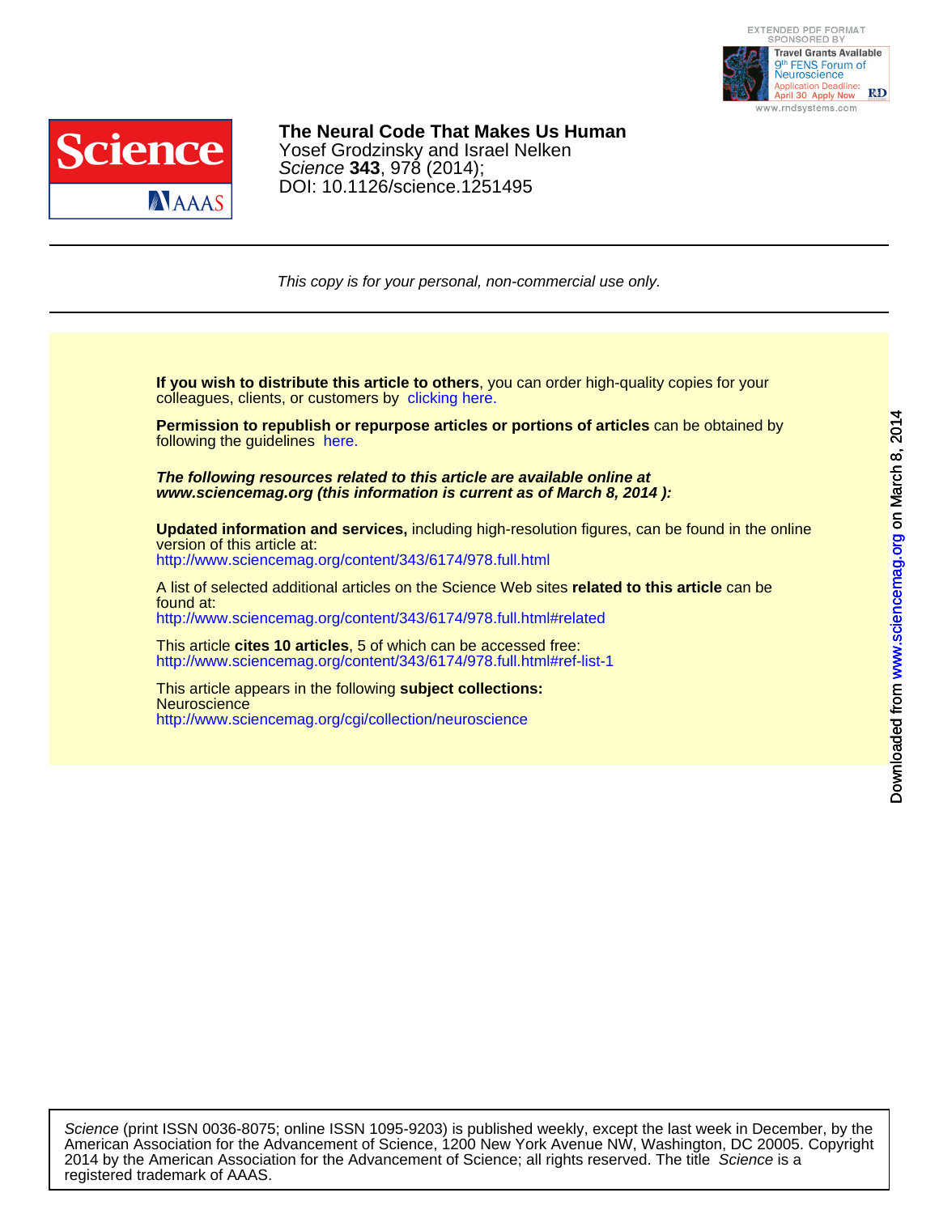# The Neural Code That Makes Us Human

Yosef Grodzinsky and Israel Nelken

*Science* **343**, 978 (2014);

DOI: 10.1126/science.1251495

*This copy is for your personal, non-commercial use only.*

**If you wish to distribute this article to others**, you can order high-quality copies for your colleagues, clients, or customers by clicking here.

**Permission to republish or repurpose articles or portions of articles** can be obtained by following the guidelines here.

***The following resources related to this article are available online at www.sciencemag.org (this information is current as of March 8, 2014 ):***

**Updated information and services,** including high-resolution figures, can be found in the online version of this article at:
http://www.sciencemag.org/content/343/6174/978.full.html

A list of selected additional articles on the Science Web sites **related to this article** can be found at:
http://www.sciencemag.org/content/343/6174/978.full.html#related

This article **cites 10 articles**, 5 of which can be accessed free:
http://www.sciencemag.org/content/343/6174/978.full.html#ref-list-1

This article appears in the following **subject collections:**
Neuroscience
http://www.sciencemag.org/cgi/collection/neuroscience

*Science* (print ISSN 0036-8075; online ISSN 1095-9203) is published weekly, except the last week in December, by the American Association for the Advancement of Science, 1200 New York Avenue NW, Washington, DC 20005. Copyright 2014 by the American Association for the Advancement of Science; all rights reserved. The title *Science* is a registered trademark of AAAS.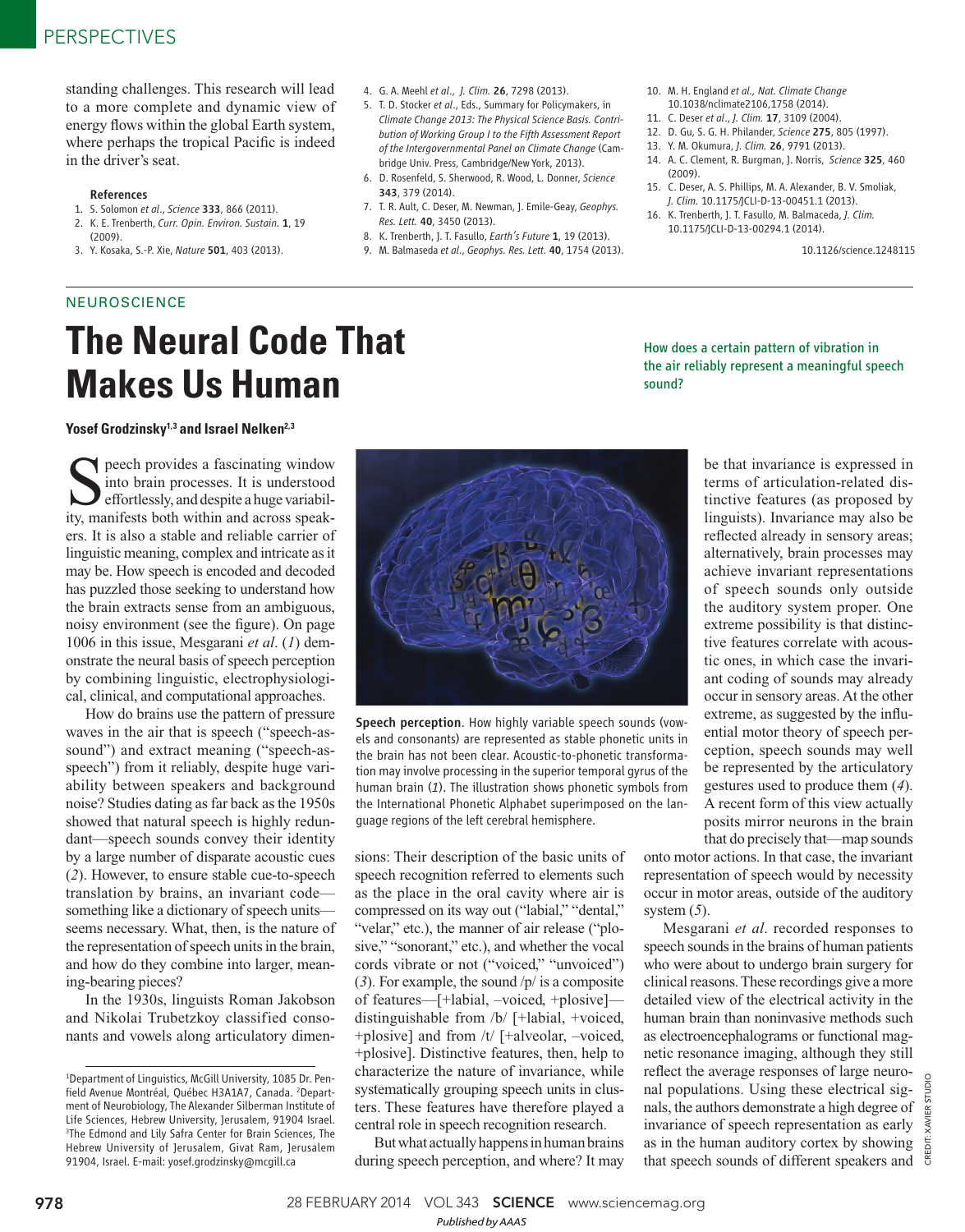standing challenges. This research will lead to a more complete and dynamic view of energy flows within the global Earth system, where perhaps the tropical Pacific is indeed in the driver's seat.

### References

1. S. Solomon *et al.*, *Science* **333**, 866 (2011).
2. K. E. Trenberth, *Curr. Opin. Environ. Sustain.* **1**, 19 (2009).
3. Y. Kosaka, S.-P. Xie, *Nature* **501**, 403 (2013).
4. G. A. Meehl *et al.*, *J. Clim.* **26**, 7298 (2013).
5. T. D. Stocker *et al.*, Eds., Summary for Policymakers, in *Climate Change 2013: The Physical Science Basis. Contribution of Working Group I to the Fifth Assessment Report of the Intergovernmental Panel on Climate Change* (Cambridge Univ. Press, Cambridge/New York, 2013).
6. D. Rosenfeld, S. Sherwood, R. Wood, L. Donner, *Science* **343**, 379 (2014).
7. T. R. Ault, C. Deser, M. Newman, J. Emile-Geay, *Geophys. Res. Lett.* **40**, 3450 (2013).
8. K. Trenberth, J. T. Fasullo, *Earth's Future* **1**, 19 (2013).
9. M. Balmaseda *et al.*, *Geophys. Res. Lett.* **40**, 1754 (2013).
10. M. H. England *et al.*, *Nat. Climate Change* 10.1038/nclimate2106,1758 (2014).
11. C. Deser *et al.*, *J. Clim.* **17**, 3109 (2004).
12. D. Gu, S. G. H. Philander, *Science* **275**, 805 (1997).
13. Y. M. Okumura, *J. Clim.* **26**, 9791 (2013).
14. A. C. Clement, R. Burgman, J. Norris, *Science* **325**, 460 (2009).
15. C. Deser, A. S. Phillips, M. A. Alexander, B. V. Smoliak, *J. Clim.* 10.1175/JCLI-D-13-00451.1 (2013).
16. K. Trenberth, J. T. Fasullo, M. Balmaceda, *J. Clim.* 10.1175/JCLI-D-13-00294.1 (2014).

10.1126/science.1248115

NEUROSCIENCE

# The Neural Code That Makes Us Human

*How does a certain pattern of vibration in the air reliably represent a meaningful speech sound?*

**Yosef Grodzinsky[1,3] and Israel Nelken[2,3]**

Speech provides a fascinating window into brain processes. It is understood effortlessly, and despite a huge variability, manifests both within and across speakers. It is also a stable and reliable carrier of linguistic meaning, complex and intricate as it may be. How speech is encoded and decoded has puzzled those seeking to understand how the brain extracts sense from an ambiguous, noisy environment (see the figure). On page 1006 in this issue, Mesgarani *et al.* (*1*) demonstrate the neural basis of speech perception by combining linguistic, electrophysiological, clinical, and computational approaches.

How do brains use the pattern of pressure waves in the air that is speech ("speech-as-sound") and extract meaning ("speech-as-speech") from it reliably, despite huge variability between speakers and background noise? Studies dating as far back as the 1950s showed that natural speech is highly redundant—speech sounds convey their identity by a large number of disparate acoustic cues (*2*). However, to ensure stable cue-to-speech translation by brains, an invariant code—something like a dictionary of speech units—seems necessary. What, then, is the nature of the representation of speech units in the brain, and how do they combine into larger, meaning-bearing pieces?

In the 1930s, linguists Roman Jakobson and Nikolai Trubetzkoy classified consonants and vowels along articulatory dimensions: Their description of the basic units of speech recognition referred to elements such as the place in the oral cavity where air is compressed on its way out ("labial," "dental," "velar," etc.), the manner of air release ("plosive," "sonorant," etc.), and whether the vocal cords vibrate or not ("voiced," "unvoiced") (*3*). For example, the sound /p/ is a composite of features—[+labial, –voiced, +plosive]—distinguishable from /b/ [+labial, +voiced, +plosive] and from /t/ [+alveolar, –voiced, +plosive]. Distinctive features, then, help to characterize the nature of invariance, while systematically grouping speech units in clusters. These features have therefore played a central role in speech recognition research.

**Speech perception**. How highly variable speech sounds (vowels and consonants) are represented as stable phonetic units in the brain has not been clear. Acoustic-to-phonetic transformation may involve processing in the superior temporal gyrus of the human brain (*1*). The illustration shows phonetic symbols from the International Phonetic Alphabet superimposed on the language regions of the left cerebral hemisphere.

But what actually happens in human brains during speech perception, and where? It may be that invariance is expressed in terms of articulation-related distinctive features (as proposed by linguists). Invariance may also be reflected already in sensory areas; alternatively, brain processes may achieve invariant representations of speech sounds only outside the auditory system proper. One extreme possibility is that distinctive features correlate with acoustic ones, in which case the invariant coding of sounds may already occur in sensory areas. At the other extreme, as suggested by the influential motor theory of speech perception, speech sounds may well be represented by the articulatory gestures used to produce them (*4*). A recent form of this view actually posits mirror neurons in the brain that do precisely that—map sounds onto motor actions. In that case, the invariant representation of speech would by necessity occur in motor areas, outside of the auditory system (*5*).

Mesgarani *et al.* recorded responses to speech sounds in the brains of human patients who were about to undergo brain surgery for clinical reasons. These recordings give a more detailed view of the electrical activity in the human brain than noninvasive methods such as electroencephalograms or functional magnetic resonance imaging, although they still reflect the average responses of large neuronal populations. Using these electrical signals, the authors demonstrate a high degree of invariance of speech representation as early as in the human auditory cortex by showing that speech sounds of different speakers and

[1]Department of Linguistics, McGill University, 1085 Dr. Penfield Avenue Montréal, Québec H3A1A7, Canada. [2]Department of Neurobiology, The Alexander Silberman Institute of Life Sciences, Hebrew University, Jerusalem, 91904 Israel. [3]The Edmond and Lily Safra Center for Brain Sciences, The Hebrew University of Jerusalem, Givat Ram, Jerusalem 91904, Israel. E-mail: yosef.grodzinsky@mcgill.ca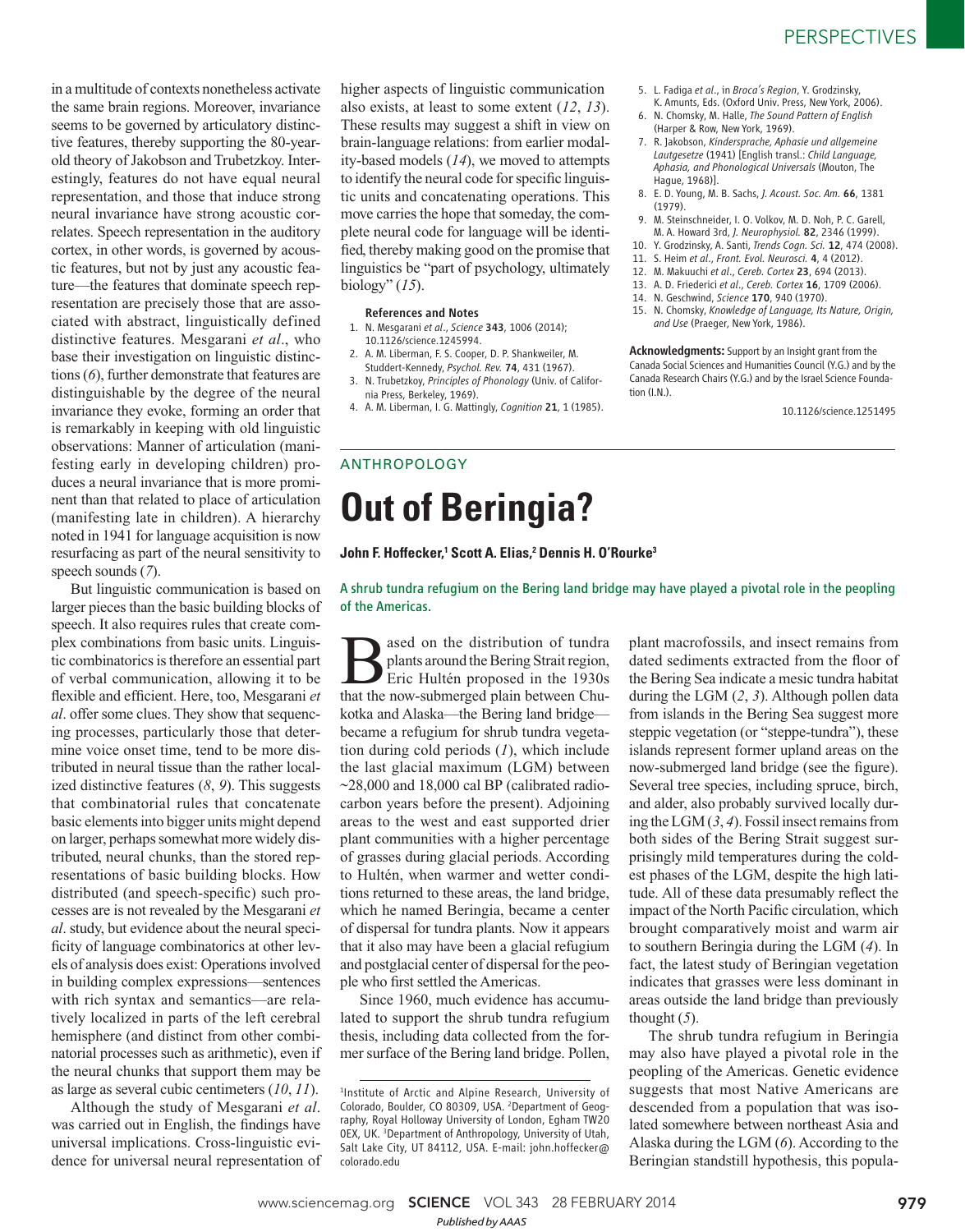in a multitude of contexts nonetheless activate the same brain regions. Moreover, invariance seems to be governed by articulatory distinctive features, thereby supporting the 80-year-old theory of Jakobson and Trubetzkoy. Interestingly, features do not have equal neural representation, and those that induce strong neural invariance have strong acoustic correlates. Speech representation in the auditory cortex, in other words, is governed by acoustic features, but not by just any acoustic feature—the features that dominate speech representation are precisely those that are associated with abstract, linguistically defined distinctive features. Mesgarani *et al*., who base their investigation on linguistic distinctions (*6*), further demonstrate that features are distinguishable by the degree of the neural invariance they evoke, forming an order that is remarkably in keeping with old linguistic observations: Manner of articulation (manifesting early in developing children) produces a neural invariance that is more prominent than that related to place of articulation (manifesting late in children). A hierarchy noted in 1941 for language acquisition is now resurfacing as part of the neural sensitivity to speech sounds (*7*).

But linguistic communication is based on larger pieces than the basic building blocks of speech. It also requires rules that create complex combinations from basic units. Linguistic combinatorics is therefore an essential part of verbal communication, allowing it to be flexible and efficient. Here, too, Mesgarani *et al*. offer some clues. They show that sequencing processes, particularly those that determine voice onset time, tend to be more distributed in neural tissue than the rather localized distinctive features (*8*, *9*). This suggests that combinatorial rules that concatenate basic elements into bigger units might depend on larger, perhaps somewhat more widely distributed, neural chunks, than the stored representations of basic building blocks. How distributed (and speech-specific) such processes are is not revealed by the Mesgarani *et al*. study, but evidence about the neural specificity of language combinatorics at other levels of analysis does exist: Operations involved in building complex expressions—sentences with rich syntax and semantics—are relatively localized in parts of the left cerebral hemisphere (and distinct from other combinatorial processes such as arithmetic), even if the neural chunks that support them may be as large as several cubic centimeters (*10*, *11*).

Although the study of Mesgarani *et al*. was carried out in English, the findings have universal implications. Cross-linguistic evidence for universal neural representation of higher aspects of linguistic communication also exists, at least to some extent (*12*, *13*). These results may suggest a shift in view on brain-language relations: from earlier modality-based models (*14*), we moved to attempts to identify the neural code for specific linguistic units and concatenating operations. This move carries the hope that someday, the complete neural code for language will be identified, thereby making good on the promise that linguistics be "part of psychology, ultimately biology" (*15*).

**References and Notes**

1. N. Mesgarani *et al*., *Science* **343**, 1006 (2014); 10.1126/science.1245994.
2. A. M. Liberman, F. S. Cooper, D. P. Shankweiler, M. Studdert-Kennedy, *Psychol. Rev.* **74**, 431 (1967).
3. N. Trubetzkoy, *Principles of Phonology* (Univ. of California Press, Berkeley, 1969).
4. A. M. Liberman, I. G. Mattingly, *Cognition* **21**, 1 (1985).
5. L. Fadiga *et al*., in *Broca's Region*, Y. Grodzinsky, K. Amunts, Eds. (Oxford Univ. Press, New York, 2006).
6. N. Chomsky, M. Halle, *The Sound Pattern of English* (Harper & Row, New York, 1969).
7. R. Jakobson, *Kindersprache, Aphasie und allgemeine Lautgesetze* (1941) [English transl.: *Child Language, Aphasia, and Phonological Universals* (Mouton, The Hague, 1968)].
8. E. D. Young, M. B. Sachs, *J. Acoust. Soc. Am.* **66**, 1381 (1979).
9. M. Steinschneider, I. O. Volkov, M. D. Noh, P. C. Garell, M. A. Howard 3rd, *J. Neurophysiol.* **82**, 2346 (1999).
10. Y. Grodzinsky, A. Santi, *Trends Cogn. Sci.* **12**, 474 (2008).
11. S. Heim *et al*., *Front. Evol. Neurosci.* **4**, 4 (2012).
12. M. Makuuchi *et al*., *Cereb. Cortex* **23**, 694 (2013).
13. A. D. Friederici *et al*., *Cereb. Cortex* **16**, 1709 (2006).
14. N. Geschwind, *Science* **170**, 940 (1970).
15. N. Chomsky, *Knowledge of Language, Its Nature, Origin, and Use* (Praeger, New York, 1986).

**Acknowledgments:** Support by an Insight grant from the Canada Social Sciences and Humanities Council (Y.G.) and by the Canada Research Chairs (Y.G.) and by the Israel Science Foundation (I.N.).

10.1126/science.1251495

ANTHROPOLOGY

# Out of Beringia?

**John F. Hoffecker,[1] Scott A. Elias,[2] Dennis H. O'Rourke[3]**

A shrub tundra refugium on the Bering land bridge may have played a pivotal role in the peopling of the Americas.

Based on the distribution of tundra plants around the Bering Strait region, Eric Hultén proposed in the 1930s that the now-submerged plain between Chukotka and Alaska—the Bering land bridge—became a refugium for shrub tundra vegetation during cold periods (*1*), which include the last glacial maximum (LGM) between ~28,000 and 18,000 cal BP (calibrated radiocarbon years before the present). Adjoining areas to the west and east supported drier plant communities with a higher percentage of grasses during glacial periods. According to Hultén, when warmer and wetter conditions returned to these areas, the land bridge, which he named Beringia, became a center of dispersal for tundra plants. Now it appears that it also may have been a glacial refugium and postglacial center of dispersal for the people who first settled the Americas.

Since 1960, much evidence has accumulated to support the shrub tundra refugium thesis, including data collected from the former surface of the Bering land bridge. Pollen, plant macrofossils, and insect remains from dated sediments extracted from the floor of the Bering Sea indicate a mesic tundra habitat during the LGM (*2*, *3*). Although pollen data from islands in the Bering Sea suggest more steppic vegetation (or "steppe-tundra"), these islands represent former upland areas on the now-submerged land bridge (see the figure). Several tree species, including spruce, birch, and alder, also probably survived locally during the LGM (*3*, *4*). Fossil insect remains from both sides of the Bering Strait suggest surprisingly mild temperatures during the coldest phases of the LGM, despite the high latitude. All of these data presumably reflect the impact of the North Pacific circulation, which brought comparatively moist and warm air to southern Beringia during the LGM (*4*). In fact, the latest study of Beringian vegetation indicates that grasses were less dominant in areas outside the land bridge than previously thought (*5*).

The shrub tundra refugium in Beringia may also have played a pivotal role in the peopling of the Americas. Genetic evidence suggests that most Native Americans are descended from a population that was isolated somewhere between northeast Asia and Alaska during the LGM (*6*). According to the Beringian standstill hypothesis, this popula-

[1]Institute of Arctic and Alpine Research, University of Colorado, Boulder, CO 80309, USA. [2]Department of Geography, Royal Holloway University of London, Egham TW20 0EX, UK. [3]Department of Anthropology, University of Utah, Salt Lake City, UT 84112, USA. E-mail: john.hoffecker@colorado.edu